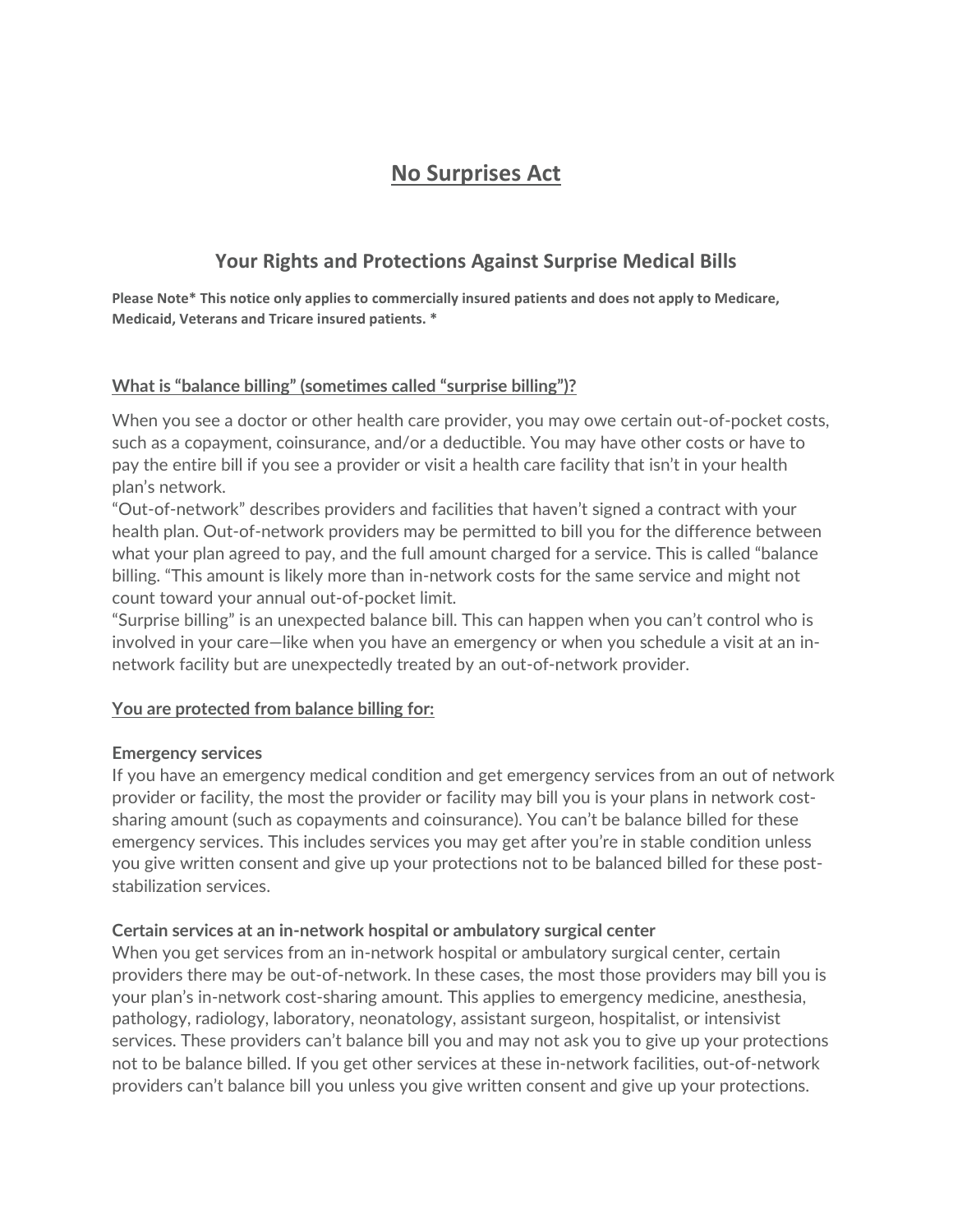# No Surprises Act

## Your Rights and Protections Against Surprise Medical Bills

**Please Note* This notice only applies to commercially insured patients and does not apply to Medicare, Medicaid, Veterans and Tricare insured patients. ***

### What is "balance billing" (sometimes called "surprise billing")?

When you see a doctor or other health care provider, you may owe certain out-of-pocket costs, such as a copayment, coinsurance, and/or a deductible. You may have other costs or have to pay the entire bill if you see a provider or visit a health care facility that isn't in your health plan's network.

"Out-of-network" describes providers and facilities that haven't signed a contract with your health plan. Out-of-network providers may be permitted to bill you for the difference between what your plan agreed to pay, and the full amount charged for a service. This is called "balance billing. "This amount is likely more than in-network costs for the same service and might not count toward your annual out-of-pocket limit.

"Surprise billing" is an unexpected balance bill. This can happen when you can't control who is involved in your care—like when you have an emergency or when you schedule a visit at an in-network facility but are unexpectedly treated by an out-of-network provider.

### You are protected from balance billing for:

**Emergency services**

If you have an emergency medical condition and get emergency services from an out of network provider or facility, the most the provider or facility may bill you is your plans in network cost-sharing amount (such as copayments and coinsurance). You can't be balance billed for these emergency services. This includes services you may get after you're in stable condition unless you give written consent and give up your protections not to be balanced billed for these post-stabilization services.

**Certain services at an in-network hospital or ambulatory surgical center**

When you get services from an in-network hospital or ambulatory surgical center, certain providers there may be out-of-network. In these cases, the most those providers may bill you is your plan's in-network cost-sharing amount. This applies to emergency medicine, anesthesia, pathology, radiology, laboratory, neonatology, assistant surgeon, hospitalist, or intensivist services. These providers can't balance bill you and may not ask you to give up your protections not to be balance billed. If you get other services at these in-network facilities, out-of-network providers can't balance bill you unless you give written consent and give up your protections.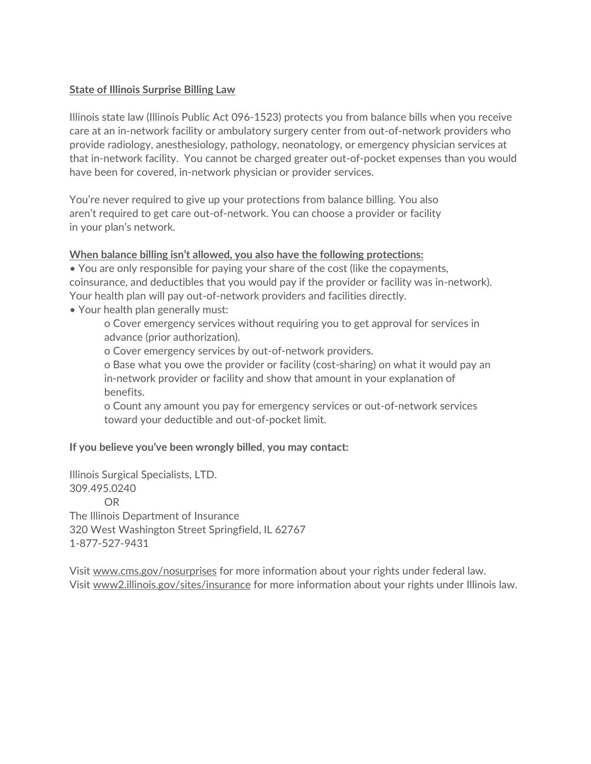**State of Illinois Surprise Billing Law**

Illinois state law (Illinois Public Act 096-1523) protects you from balance bills when you receive care at an in-network facility or ambulatory surgery center from out-of-network providers who provide radiology, anesthesiology, pathology, neonatology, or emergency physician services at that in-network facility. You cannot be charged greater out-of-pocket expenses than you would have been for covered, in-network physician or provider services.

You're never required to give up your protections from balance billing. You also aren't required to get care out-of-network. You can choose a provider or facility in your plan's network.

**When balance billing isn't allowed, you also have the following protections:**

- You are only responsible for paying your share of the cost (like the copayments, coinsurance, and deductibles that you would pay if the provider or facility was in-network). Your health plan will pay out-of-network providers and facilities directly.
- Your health plan generally must:
  - Cover emergency services without requiring you to get approval for services in advance (prior authorization).
  - Cover emergency services by out-of-network providers.
  - Base what you owe the provider or facility (cost-sharing) on what it would pay an in-network provider or facility and show that amount in your explanation of benefits.
  - Count any amount you pay for emergency services or out-of-network services toward your deductible and out-of-pocket limit.

**If you believe you've been wrongly billed, you may contact:**

Illinois Surgical Specialists, LTD.
309.495.0240
OR
The Illinois Department of Insurance
320 West Washington Street Springfield, IL 62767
1-877-527-9431

Visit www.cms.gov/nosurprises for more information about your rights under federal law.
Visit www2.illinois.gov/sites/insurance for more information about your rights under Illinois law.